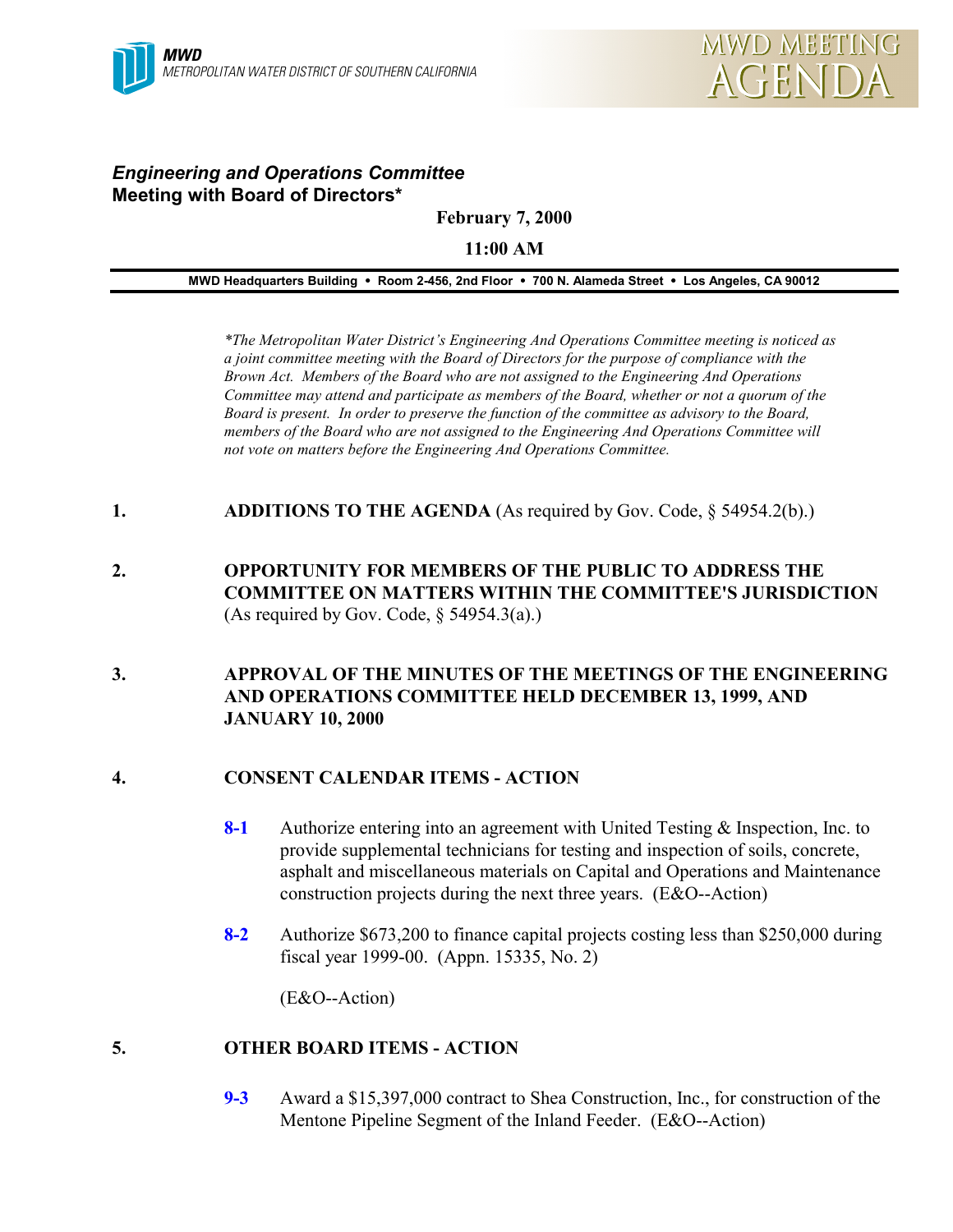**MWD**
*METROPOLITAN WATER DISTRICT OF SOUTHERN CALIFORNIA*

**MWD MEETING AGENDA**

***Engineering and Operations Committee***
**Meeting with Board of Directors***

**February 7, 2000**

**11:00 AM**

**MWD Headquarters Building • Room 2-456, 2nd Floor • 700 N. Alameda Street • Los Angeles, CA 90012**

*\*The Metropolitan Water District's Engineering And Operations Committee meeting is noticed as a joint committee meeting with the Board of Directors for the purpose of compliance with the Brown Act. Members of the Board who are not assigned to the Engineering And Operations Committee may attend and participate as members of the Board, whether or not a quorum of the Board is present. In order to preserve the function of the committee as advisory to the Board, members of the Board who are not assigned to the Engineering And Operations Committee will not vote on matters before the Engineering And Operations Committee.*

1. **ADDITIONS TO THE AGENDA** (As required by Gov. Code, § 54954.2(b).)

2. **OPPORTUNITY FOR MEMBERS OF THE PUBLIC TO ADDRESS THE COMMITTEE ON MATTERS WITHIN THE COMMITTEE'S JURISDICTION** (As required by Gov. Code, § 54954.3(a).)

3. **APPROVAL OF THE MINUTES OF THE MEETINGS OF THE ENGINEERING AND OPERATIONS COMMITTEE HELD DECEMBER 13, 1999, AND JANUARY 10, 2000**

4. **CONSENT CALENDAR ITEMS - ACTION**

   **8-1** Authorize entering into an agreement with United Testing & Inspection, Inc. to provide supplemental technicians for testing and inspection of soils, concrete, asphalt and miscellaneous materials on Capital and Operations and Maintenance construction projects during the next three years. (E&O--Action)

   **8-2** Authorize $673,200 to finance capital projects costing less than $250,000 during fiscal year 1999-00. (Appn. 15335, No. 2)

   (E&O--Action)

5. **OTHER BOARD ITEMS - ACTION**

   **9-3** Award a $15,397,000 contract to Shea Construction, Inc., for construction of the Mentone Pipeline Segment of the Inland Feeder. (E&O--Action)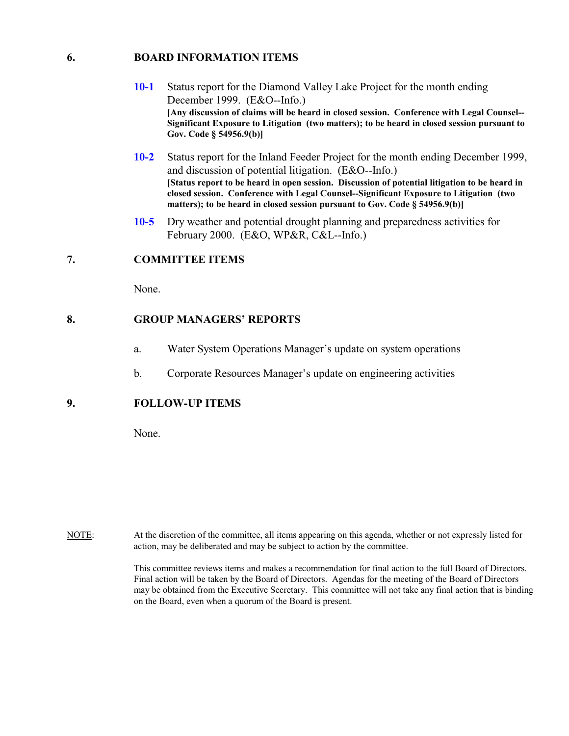## 6. BOARD INFORMATION ITEMS

**10-1** Status report for the Diamond Valley Lake Project for the month ending December 1999. (E&O--Info.)
**[Any discussion of claims will be heard in closed session. Conference with Legal Counsel--Significant Exposure to Litigation (two matters); to be heard in closed session pursuant to Gov. Code § 54956.9(b)]**

**10-2** Status report for the Inland Feeder Project for the month ending December 1999, and discussion of potential litigation. (E&O--Info.)
**[Status report to be heard in open session. Discussion of potential litigation to be heard in closed session. Conference with Legal Counsel--Significant Exposure to Litigation (two matters); to be heard in closed session pursuant to Gov. Code § 54956.9(b)]**

**10-5** Dry weather and potential drought planning and preparedness activities for February 2000. (E&O, WP&R, C&L--Info.)

## 7. COMMITTEE ITEMS

None.

## 8. GROUP MANAGERS' REPORTS

a. Water System Operations Manager's update on system operations

b. Corporate Resources Manager's update on engineering activities

## 9. FOLLOW-UP ITEMS

None.

NOTE: At the discretion of the committee, all items appearing on this agenda, whether or not expressly listed for action, may be deliberated and may be subject to action by the committee.

This committee reviews items and makes a recommendation for final action to the full Board of Directors. Final action will be taken by the Board of Directors. Agendas for the meeting of the Board of Directors may be obtained from the Executive Secretary. This committee will not take any final action that is binding on the Board, even when a quorum of the Board is present.